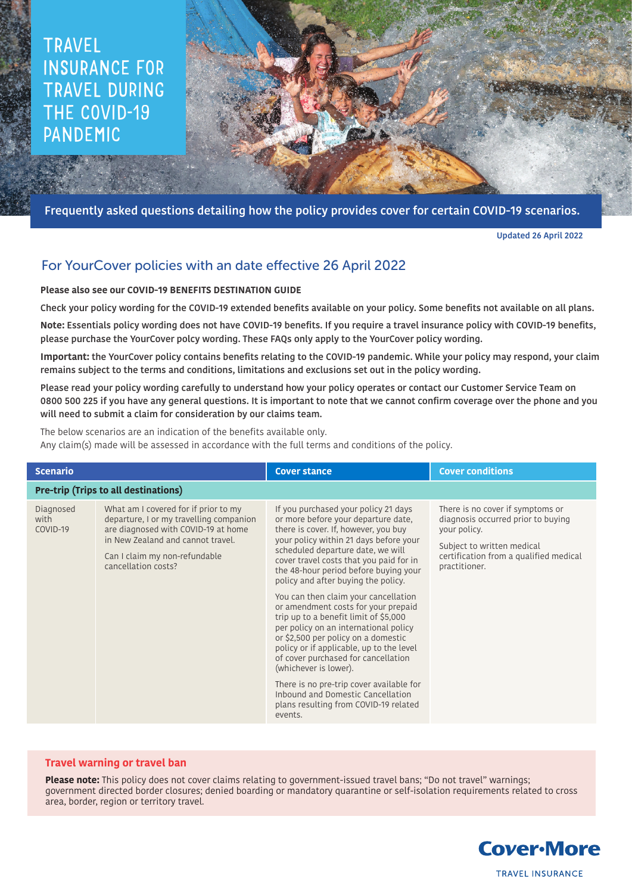# TRAVEL INSURANCE FOR TRAVEL DURING THE COVID-19 PANDEMIC

**Frequently asked questions detailing how the policy provides cover for certain COVID-19 scenarios.**

**Updated 26 April 2022**

## For YourCover policies with an date effective 26 April 2022

**Please also see our COVID-19 BENEFITS DESTINATION GUIDE**

**Check your policy wording for the COVID-19 extended benefits available on your policy. Some benefits not available on all plans.**

**Note:** **Essentials policy wording does not have COVID-19 benefits. If you require a travel insurance policy with COVID-19 benefits, please purchase the YourCover polcy wording. These FAQs only apply to the YourCover policy wording.**

**Important:** **the YourCover policy contains benefits relating to the COVID-19 pandemic. While your policy may respond, your claim remains subject to the terms and conditions, limitations and exclusions set out in the policy wording.**

**Please read your policy wording carefully to understand how your policy operates or contact our Customer Service Team on 0800 500 225 if you have any general questions. It is important to note that we cannot confirm coverage over the phone and you will need to submit a claim for consideration by our claims team.**

The below scenarios are an indication of the benefits available only.
Any claim(s) made will be assessed in accordance with the full terms and conditions of the policy.

| Scenario | | Cover stance | Cover conditions |
|---|---|---|---|
| **Pre-trip (Trips to all destinations)** | | | |
| Diagnosed with COVID-19 | What am I covered for if prior to my departure, I or my travelling companion are diagnosed with COVID-19 at home in New Zealand and cannot travel.<br><br>Can I claim my non-refundable cancellation costs? | If you purchased your policy 21 days or more before your departure date, there is cover. If, however, you buy your policy within 21 days before your scheduled departure date, we will cover travel costs that you paid for in the 48-hour period before buying your policy and after buying the policy.<br><br>You can then claim your cancellation or amendment costs for your prepaid trip up to a benefit limit of $5,000 per policy on an international policy or $2,500 per policy on a domestic policy or if applicable, up to the level of cover purchased for cancellation (whichever is lower).<br><br>There is no pre-trip cover available for Inbound and Domestic Cancellation plans resulting from COVID-19 related events. | There is no cover if symptoms or diagnosis occurred prior to buying your policy.<br><br>Subject to written medical certification from a qualified medical practitioner. |

**Travel warning or travel ban**

**Please note:** This policy does not cover claims relating to government-issued travel bans; "Do not travel" warnings; government directed border closures; denied boarding or mandatory quarantine or self-isolation requirements related to cross area, border, region or territory travel.

Cover-More
TRAVEL INSURANCE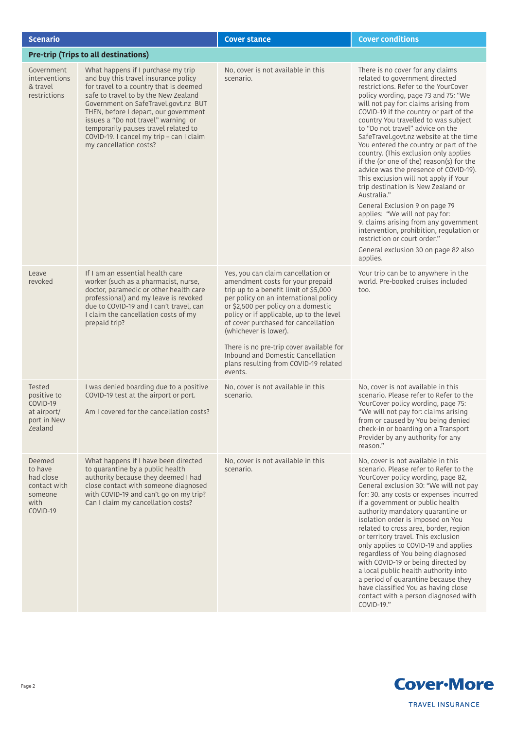| Scenario | | Cover stance | Cover conditions |
|---|---|---|---|
| **Pre-trip (Trips to all destinations)** | | | |
| Government interventions & travel restrictions | What happens if I purchase my trip and buy this travel insurance policy for travel to a country that is deemed safe to travel to by the New Zealand Government on SafeTravel.govt.nz BUT THEN, before I depart, our government issues a "Do not travel" warning or temporarily pauses travel related to COVID-19. I cancel my trip – can I claim my cancellation costs? | No, cover is not available in this scenario. | There is no cover for any claims related to government directed restrictions. Refer to the YourCover policy wording, page 73 and 75: "We will not pay for: claims arising from COVID-19 if the country or part of the country You travelled to was subject to "Do not travel" advice on the SafeTravel.govt.nz website at the time You entered the country or part of the country. (This exclusion only applies if the (or one of the) reason(s) for the advice was the presence of COVID-19). This exclusion will not apply if Your trip destination is New Zealand or Australia."<br><br>General Exclusion 9 on page 79 applies: "We will not pay for: 9. claims arising from any government intervention, prohibition, regulation or restriction or court order."<br><br>General exclusion 30 on page 82 also applies. |
| Leave revoked | If I am an essential health care worker (such as a pharmacist, nurse, doctor, paramedic or other health care professional) and my leave is revoked due to COVID-19 and I can't travel, can I claim the cancellation costs of my prepaid trip? | Yes, you can claim cancellation or amendment costs for your prepaid trip up to a benefit limit of $5,000 per policy on an international policy or $2,500 per policy on a domestic policy or if applicable, up to the level of cover purchased for cancellation (whichever is lower).<br><br>There is no pre-trip cover available for Inbound and Domestic Cancellation plans resulting from COVID-19 related events. | Your trip can be to anywhere in the world. Pre-booked cruises included too. |
| Tested positive to COVID-19 at airport/ port in New Zealand | I was denied boarding due to a positive COVID-19 test at the airport or port.<br><br>Am I covered for the cancellation costs? | No, cover is not available in this scenario. | No, cover is not available in this scenario. Please refer to Refer to the YourCover policy wording, page 75: "We will not pay for: claims arising from or caused by You being denied check-in or boarding on a Transport Provider by any authority for any reason." |
| Deemed to have had close contact with someone with COVID-19 | What happens if I have been directed to quarantine by a public health authority because they deemed I had close contact with someone diagnosed with COVID-19 and can't go on my trip? Can I claim my cancellation costs? | No, cover is not available in this scenario. | No, cover is not available in this scenario. Please refer to Refer to the YourCover policy wording, page 82, General exclusion 30: "We will not pay for: 30. any costs or expenses incurred if a government or public health authority mandatory quarantine or isolation order is imposed on You related to cross area, border, region or territory travel. This exclusion only applies to COVID-19 and applies regardless of You being diagnosed with COVID-19 or being directed by a local public health authority into a period of quarantine because they have classified You as having close contact with a person diagnosed with COVID-19." |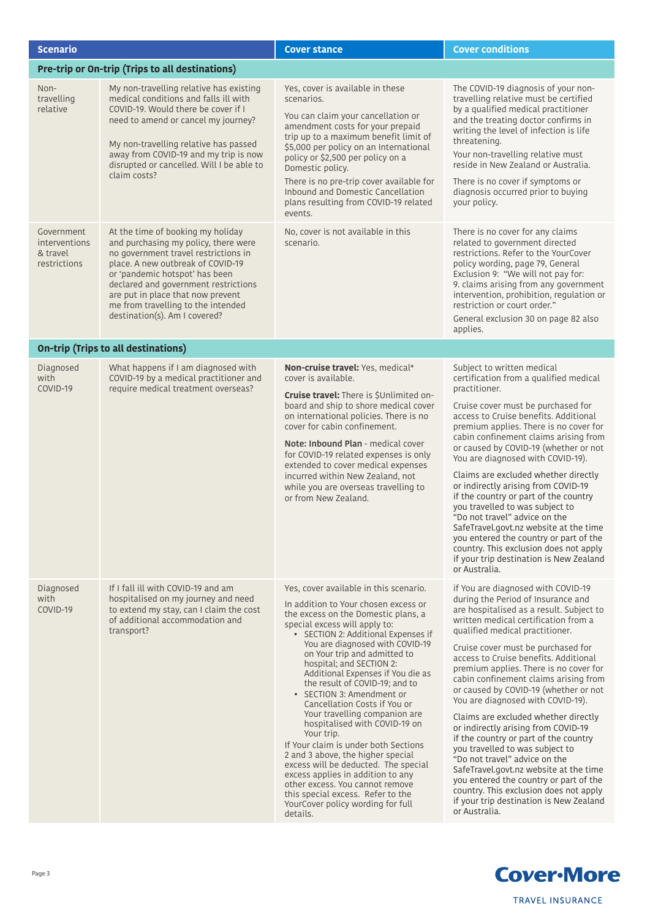| Scenario | | Cover stance | Cover conditions |
|---|---|---|---|
| **Pre-trip or On-trip (Trips to all destinations)** | | | |
| Non-travelling relative | My non-travelling relative has existing medical conditions and falls ill with COVID-19. Would there be cover if I need to amend or cancel my journey?<br><br>My non-travelling relative has passed away from COVID-19 and my trip is now disrupted or cancelled. Will I be able to claim costs? | Yes, cover is available in these scenarios.<br><br>You can claim your cancellation or amendment costs for your prepaid trip up to a maximum benefit limit of $5,000 per policy on an International policy or $2,500 per policy on a Domestic policy.<br><br>There is no pre-trip cover available for Inbound and Domestic Cancellation plans resulting from COVID-19 related events. | The COVID-19 diagnosis of your non-travelling relative must be certified by a qualified medical practitioner and the treating doctor confirms in writing the level of infection is life threatening.<br><br>Your non-travelling relative must reside in New Zealand or Australia.<br><br>There is no cover if symptoms or diagnosis occurred prior to buying your policy. |
| Government interventions & travel restrictions | At the time of booking my holiday and purchasing my policy, there were no government travel restrictions in place. A new outbreak of COVID-19 or 'pandemic hotspot' has been declared and government restrictions are put in place that now prevent me from travelling to the intended destination(s). Am I covered? | No, cover is not available in this scenario. | There is no cover for any claims related to government directed restrictions. Refer to the YourCover policy wording, page 79, General Exclusion 9: "We will not pay for: 9. claims arising from any government intervention, prohibition, regulation or restriction or court order."<br><br>General exclusion 30 on page 82 also applies. |
| **On-trip (Trips to all destinations)** | | | |
| Diagnosed with COVID-19 | What happens if I am diagnosed with COVID-19 by a medical practitioner and require medical treatment overseas? | **Non-cruise travel:** Yes, medical* cover is available.<br><br>**Cruise travel:** There is $Unlimited on-board and ship to shore medical cover on international policies. There is no cover for cabin confinement.<br><br>**Note: Inbound Plan** - medical cover for COVID-19 related expenses is only extended to cover medical expenses incurred within New Zealand, not while you are overseas travelling to or from New Zealand. | Subject to written medical certification from a qualified medical practitioner.<br><br>Cruise cover must be purchased for access to Cruise benefits. Additional premium applies. There is no cover for cabin confinement claims arising from or caused by COVID-19 (whether or not You are diagnosed with COVID-19).<br><br>Claims are excluded whether directly or indirectly arising from COVID-19 if the country or part of the country you travelled to was subject to "Do not travel" advice on the SafeTravel.govt.nz website at the time you entered the country or part of the country. This exclusion does not apply if your trip destination is New Zealand or Australia. |
| Diagnosed with COVID-19 | If I fall ill with COVID-19 and am hospitalised on my journey and need to extend my stay, can I claim the cost of additional accommodation and transport? | Yes, cover available in this scenario.<br><br>In addition to Your chosen excess or the excess on the Domestic plans, a special excess will apply to:<br>• SECTION 2: Additional Expenses if You are diagnosed with COVID-19 on Your trip and admitted to hospital; and SECTION 2: Additional Expenses if You die as the result of COVID-19; and to<br>• SECTION 3: Amendment or Cancellation Costs if You or Your travelling companion are hospitalised with COVID-19 on Your trip.<br><br>If Your claim is under both Sections 2 and 3 above, the higher special excess will be deducted. The special excess applies in addition to any other excess. You cannot remove this special excess. Refer to the YourCover policy wording for full details. | if You are diagnosed with COVID-19 during the Period of Insurance and are hospitalised as a result. Subject to written medical certification from a qualified medical practitioner.<br><br>Cruise cover must be purchased for access to Cruise benefits. Additional premium applies. There is no cover for cabin confinement claims arising from or caused by COVID-19 (whether or not You are diagnosed with COVID-19).<br><br>Claims are excluded whether directly or indirectly arising from COVID-19 if the country or part of the country you travelled to was subject to "Do not travel" advice on the SafeTravel.govt.nz website at the time you entered the country or part of the country. This exclusion does not apply if your trip destination is New Zealand or Australia. |

Cover-More TRAVEL INSURANCE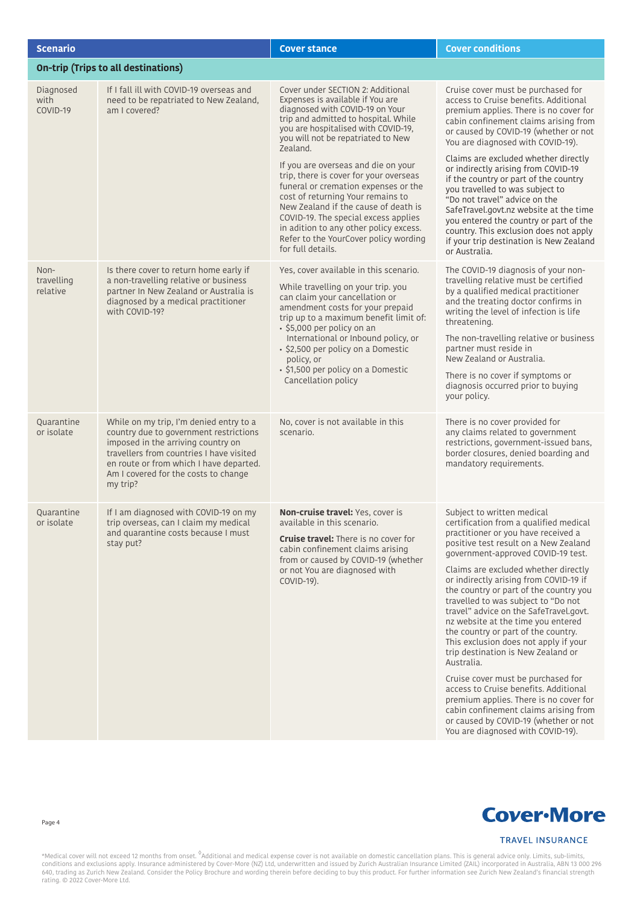| Scenario | | Cover stance | Cover conditions |
|---|---|---|---|
| **On-trip (Trips to all destinations)** | | | |
| Diagnosed with COVID-19 | If I fall ill with COVID-19 overseas and need to be repatriated to New Zealand, am I covered? | Cover under SECTION 2: Additional Expenses is available if You are diagnosed with COVID-19 on Your trip and admitted to hospital. While you are hospitalised with COVID-19, you will not be repatriated to New Zealand.<br><br>If you are overseas and die on your trip, there is cover for your overseas funeral or cremation expenses or the cost of returning Your remains to New Zealand if the cause of death is COVID-19. The special excess applies in adition to any other policy excess. Refer to the YourCover policy wording for full details. | Cruise cover must be purchased for access to Cruise benefits. Additional premium applies. There is no cover for cabin confinement claims arising from or caused by COVID-19 (whether or not You are diagnosed with COVID-19).<br><br>Claims are excluded whether directly or indirectly arising from COVID-19 if the country or part of the country you travelled to was subject to "Do not travel" advice on the SafeTravel.govt.nz website at the time you entered the country or part of the country. This exclusion does not apply if your trip destination is New Zealand or Australia. |
| Non-travelling relative | Is there cover to return home early if a non-travelling relative or business partner In New Zealand or Australia is diagnosed by a medical practitioner with COVID-19? | Yes, cover available in this scenario.<br><br>While travelling on your trip. you can claim your cancellation or amendment costs for your prepaid trip up to a maximum benefit limit of:<br>• $5,000 per policy on an International or Inbound policy, or<br>• $2,500 per policy on a Domestic policy, or<br>• $1,500 per policy on a Domestic Cancellation policy | The COVID-19 diagnosis of your non-travelling relative must be certified by a qualified medical practitioner and the treating doctor confirms in writing the level of infection is life threatening.<br><br>The non-travelling relative or business partner must reside in New Zealand or Australia.<br><br>There is no cover if symptoms or diagnosis occurred prior to buying your policy. |
| Quarantine or isolate | While on my trip, I'm denied entry to a country due to government restrictions imposed in the arriving country on travellers from countries I have visited en route or from which I have departed. Am I covered for the costs to change my trip? | No, cover is not available in this scenario. | There is no cover provided for any claims related to government restrictions, government-issued bans, border closures, denied boarding and mandatory requirements. |
| Quarantine or isolate | If I am diagnosed with COVID-19 on my trip overseas, can I claim my medical and quarantine costs because I must stay put? | **Non-cruise travel:** Yes, cover is available in this scenario.<br><br>**Cruise travel:** There is no cover for cabin confinement claims arising from or caused by COVID-19 (whether or not You are diagnosed with COVID-19). | Subject to written medical certification from a qualified medical practitioner or you have received a positive test result on a New Zealand government-approved COVID-19 test.<br><br>Claims are excluded whether directly or indirectly arising from COVID-19 if the country or part of the country you travelled to was subject to "Do not travel" advice on the SafeTravel.govt.nz website at the time you entered the country or part of the country. This exclusion does not apply if your trip destination is New Zealand or Australia.<br><br>Cruise cover must be purchased for access to Cruise benefits. Additional premium applies. There is no cover for cabin confinement claims arising from or caused by COVID-19 (whether or not You are diagnosed with COVID-19). |

Cover-More
TRAVEL INSURANCE

*Medical cover will not exceed 12 months from onset. ◊Additional and medical expense cover is not available on domestic cancellation plans. This is general advice only. Limits, sub-limits, conditions and exclusions apply. Insurance administered by Cover-More (NZ) Ltd, underwritten and issued by Zurich Australian Insurance Limited (ZAIL) incorporated in Australia, ABN 13 000 296 640, trading as Zurich New Zealand. Consider the Policy Brochure and wording therein before deciding to buy this product. For further information see Zurich New Zealand's financial strength rating. © 2022 Cover-More Ltd.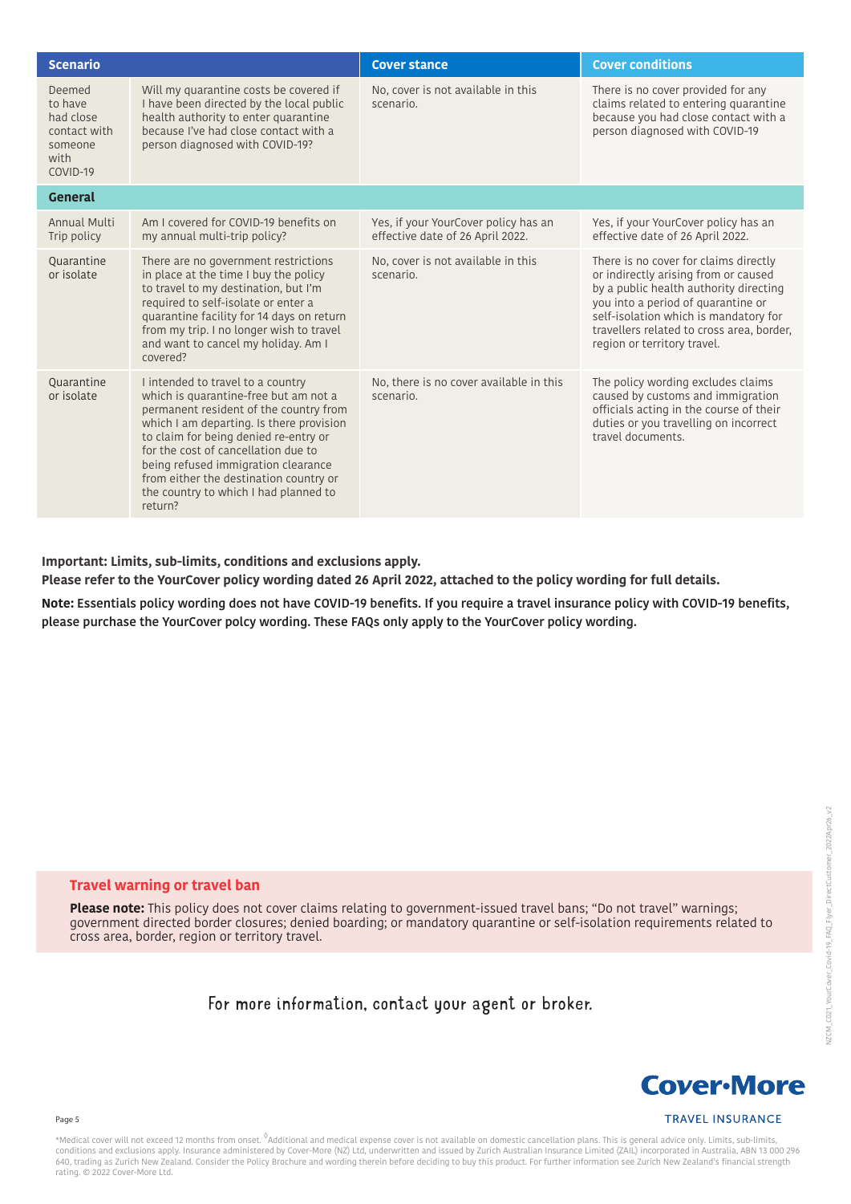| Scenario | | Cover stance | Cover conditions |
|---|---|---|---|
| Deemed to have had close contact with someone with COVID-19 | Will my quarantine costs be covered if I have been directed by the local public health authority to enter quarantine because I've had close contact with a person diagnosed with COVID-19? | No, cover is not available in this scenario. | There is no cover provided for any claims related to entering quarantine because you had close contact with a person diagnosed with COVID-19 |
| **General** | | | |
| Annual Multi Trip policy | Am I covered for COVID-19 benefits on my annual multi-trip policy? | Yes, if your YourCover policy has an effective date of 26 April 2022. | Yes, if your YourCover policy has an effective date of 26 April 2022. |
| Quarantine or isolate | There are no government restrictions in place at the time I buy the policy to travel to my destination, but I'm required to self-isolate or enter a quarantine facility for 14 days on return from my trip. I no longer wish to travel and want to cancel my holiday. Am I covered? | No, cover is not available in this scenario. | There is no cover for claims directly or indirectly arising from or caused by a public health authority directing you into a period of quarantine or self-isolation which is mandatory for travellers related to cross area, border, region or territory travel. |
| Quarantine or isolate | I intended to travel to a country which is quarantine-free but am not a permanent resident of the country from which I am departing. Is there provision to claim for being denied re-entry or for the cost of cancellation due to being refused immigration clearance from either the destination country or the country to which I had planned to return? | No, there is no cover available in this scenario. | The policy wording excludes claims caused by customs and immigration officials acting in the course of their duties or you travelling on incorrect travel documents. |

**Important: Limits, sub-limits, conditions and exclusions apply.**
**Please refer to the YourCover policy wording dated 26 April 2022, attached to the policy wording for full details.**

**Note:** **Essentials policy wording does not have COVID-19 benefits. If you require a travel insurance policy with COVID-19 benefits, please purchase the YourCover polcy wording. These FAQs only apply to the YourCover policy wording.**

### Travel warning or travel ban

**Please note:** This policy does not cover claims relating to government-issued travel bans; "Do not travel" warnings; government directed border closures; denied boarding; or mandatory quarantine or self-isolation requirements related to cross area, border, region or territory travel.

For more information, contact your agent or broker.

Cover-More
TRAVEL INSURANCE

*Medical cover will not exceed 12 months from onset. ◊Additional and medical expense cover is not available on domestic cancellation plans. This is general advice only. Limits, sub-limits, conditions and exclusions apply. Insurance administered by Cover-More (NZ) Ltd, underwritten and issued by Zurich Australian Insurance Limited (ZAIL) incorporated in Australia, ABN 13 000 296 640, trading as Zurich New Zealand. Consider the Policy Brochure and wording therein before deciding to buy this product. For further information see Zurich New Zealand's financial strength rating. © 2022 Cover-More Ltd.

NZCM_C021_YourCover_Covid-19_FAQ_Flyer_DirectCustomer_2022Apr26_v2